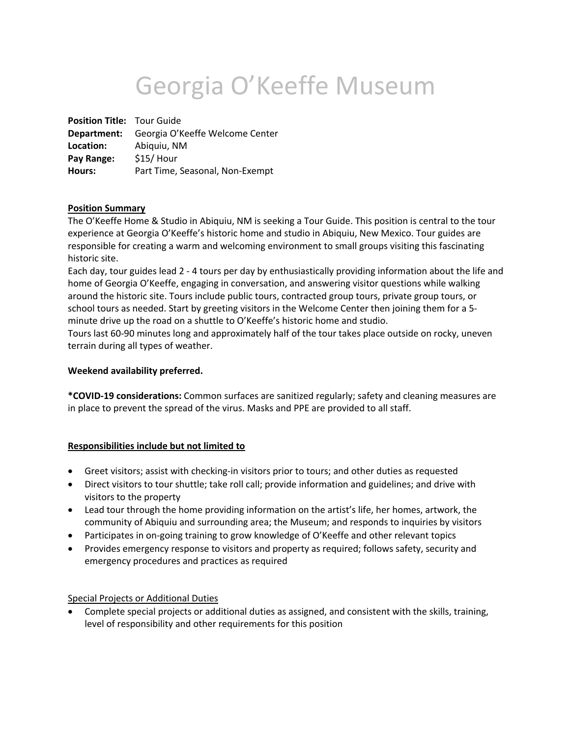# Georgia O'Keeffe Museum

**Position Title:** Tour Guide
**Department:** Georgia O'Keeffe Welcome Center
**Location:** Abiquiu, NM
**Pay Range:** $15/ Hour
**Hours:** Part Time, Seasonal, Non-Exempt

**Position Summary**

The O'Keeffe Home & Studio in Abiquiu, NM is seeking a Tour Guide. This position is central to the tour experience at Georgia O'Keeffe's historic home and studio in Abiquiu, New Mexico. Tour guides are responsible for creating a warm and welcoming environment to small groups visiting this fascinating historic site.

Each day, tour guides lead 2 - 4 tours per day by enthusiastically providing information about the life and home of Georgia O'Keeffe, engaging in conversation, and answering visitor questions while walking around the historic site. Tours include public tours, contracted group tours, private group tours, or school tours as needed. Start by greeting visitors in the Welcome Center then joining them for a 5-minute drive up the road on a shuttle to O'Keeffe's historic home and studio.

Tours last 60-90 minutes long and approximately half of the tour takes place outside on rocky, uneven terrain during all types of weather.

**Weekend availability preferred.**

***COVID-19 considerations:** Common surfaces are sanitized regularly; safety and cleaning measures are in place to prevent the spread of the virus. Masks and PPE are provided to all staff.

**Responsibilities include but not limited to**

- Greet visitors; assist with checking-in visitors prior to tours; and other duties as requested
- Direct visitors to tour shuttle; take roll call; provide information and guidelines; and drive with visitors to the property
- Lead tour through the home providing information on the artist's life, her homes, artwork, the community of Abiquiu and surrounding area; the Museum; and responds to inquiries by visitors
- Participates in on-going training to grow knowledge of O'Keeffe and other relevant topics
- Provides emergency response to visitors and property as required; follows safety, security and emergency procedures and practices as required

Special Projects or Additional Duties

- Complete special projects or additional duties as assigned, and consistent with the skills, training, level of responsibility and other requirements for this position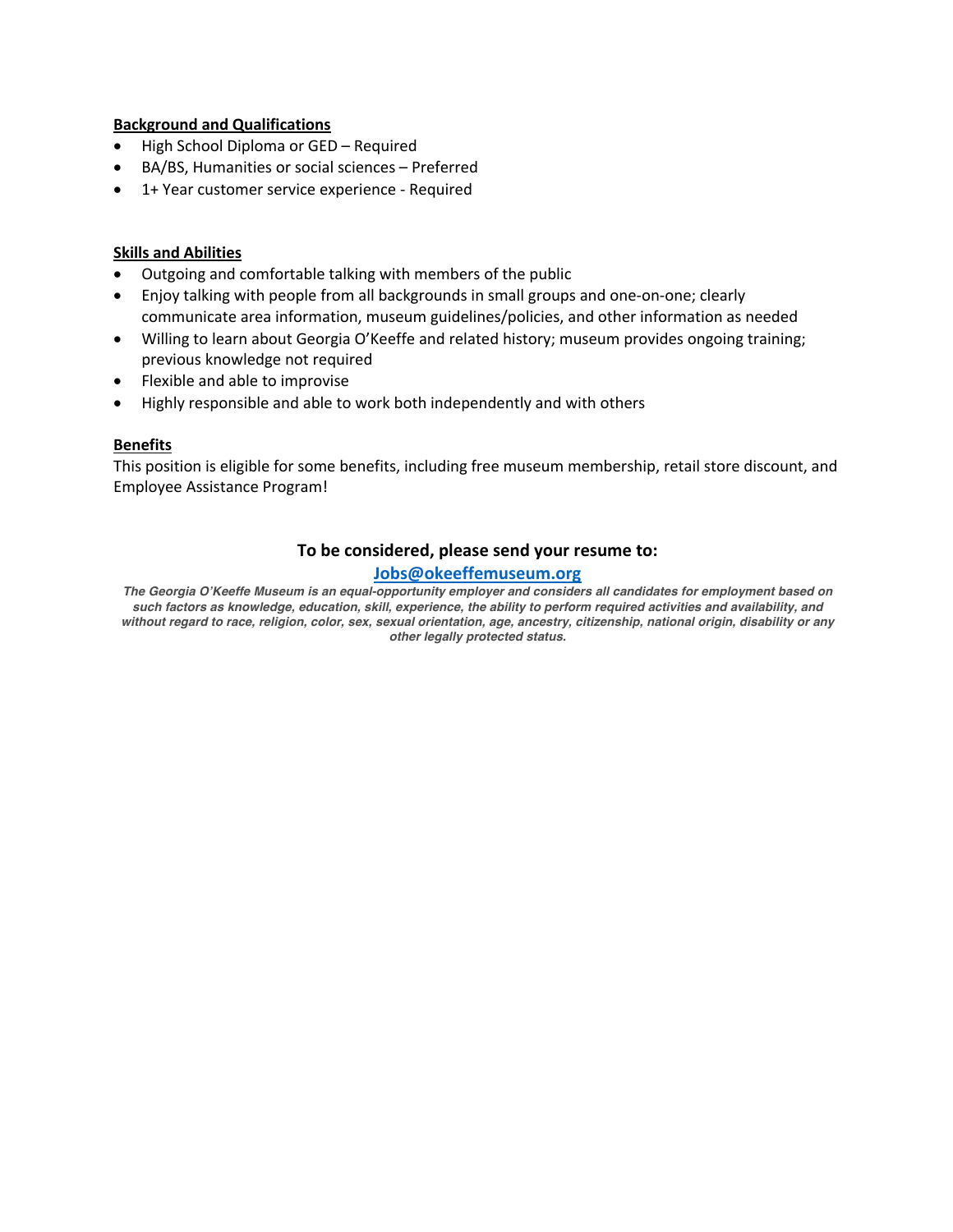**Background and Qualifications**

- High School Diploma or GED – Required
- BA/BS, Humanities or social sciences – Preferred
- 1+ Year customer service experience - Required

**Skills and Abilities**

- Outgoing and comfortable talking with members of the public
- Enjoy talking with people from all backgrounds in small groups and one-on-one; clearly communicate area information, museum guidelines/policies, and other information as needed
- Willing to learn about Georgia O'Keeffe and related history; museum provides ongoing training; previous knowledge not required
- Flexible and able to improvise
- Highly responsible and able to work both independently and with others

**Benefits**

This position is eligible for some benefits, including free museum membership, retail store discount, and Employee Assistance Program!

**To be considered, please send your resume to:**

**Jobs@okeeffemuseum.org**

***The Georgia O'Keeffe Museum is an equal-opportunity employer and considers all candidates for employment based on such factors as knowledge, education, skill, experience, the ability to perform required activities and availability, and without regard to race, religion, color, sex, sexual orientation, age, ancestry, citizenship, national origin, disability or any other legally protected status.***